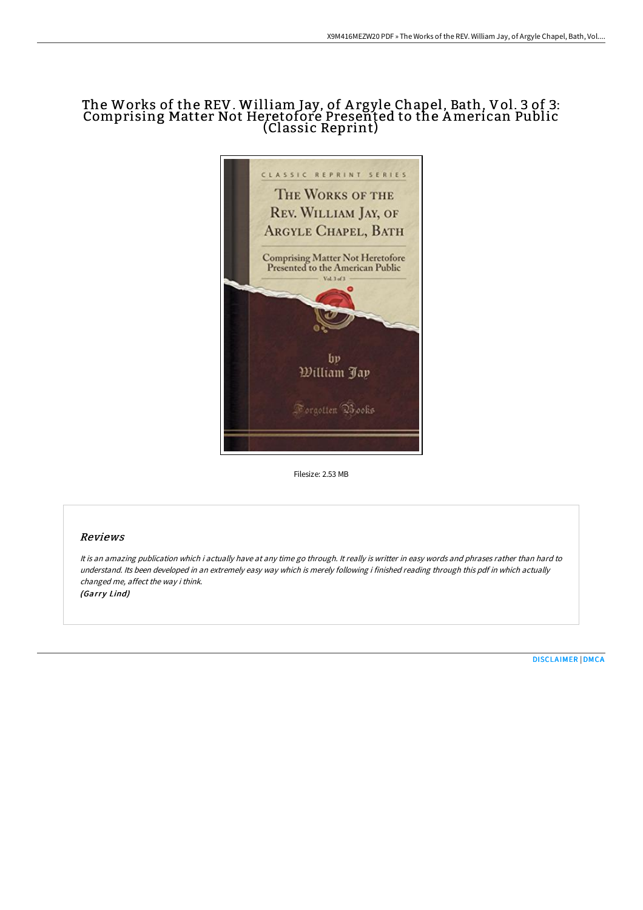# The Works of the REV. William Jay, of Argyle Chapel, Bath, Vol. 3 of 3: Comprising Matter Not Heretofore Presented to the American Public (Classic Reprint)

Filesize: 2.53 MB

## Reviews

*It is an amazing publication which i actually have at any time go through. It really is writter in easy words and phrases rather than hard to understand. Its been developed in an extremely easy way which is merely following i finished reading through this pdf in which actually changed me, affect the way i think.*
*(Garry Lind)*

DISCLAIMER | DMCA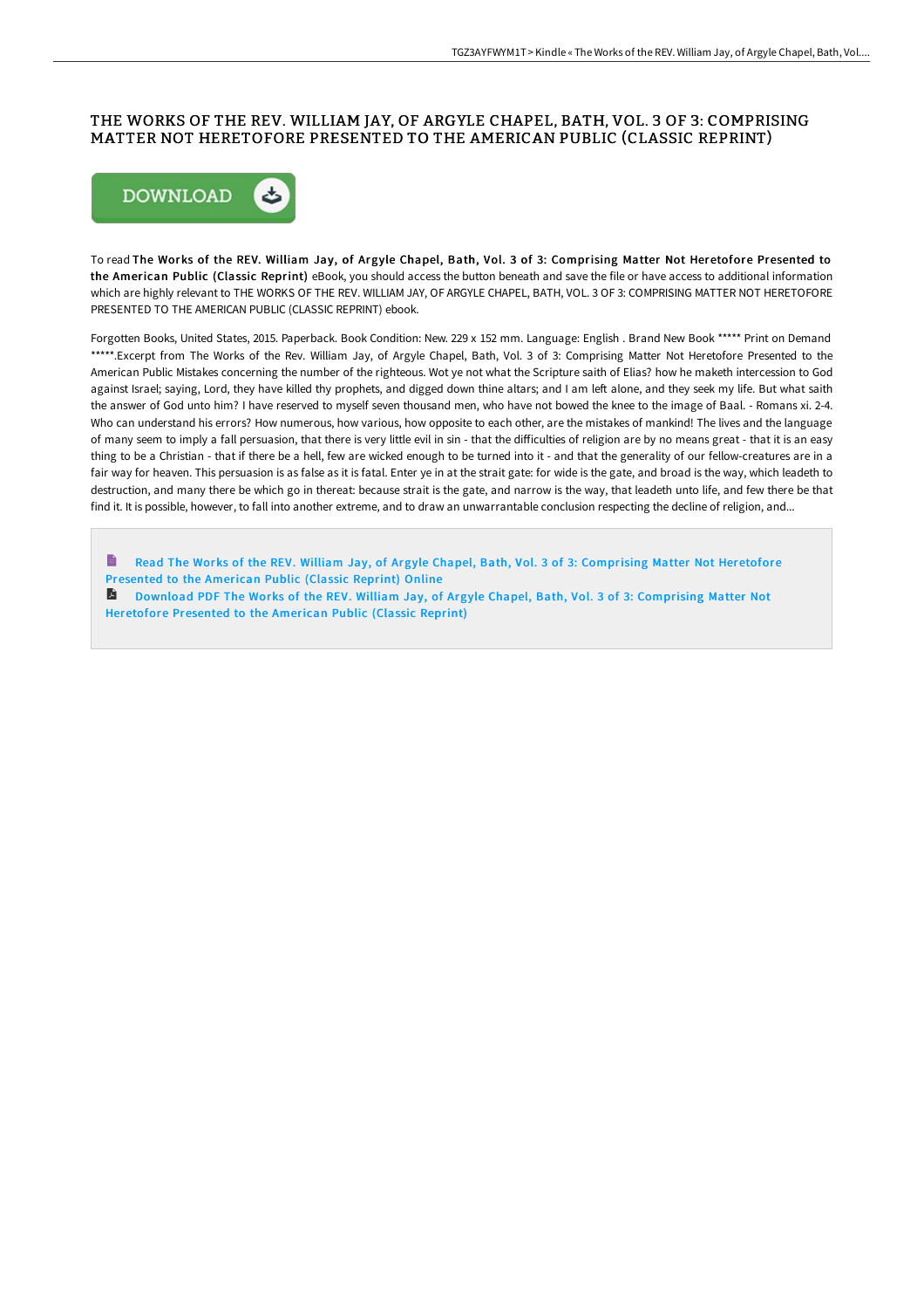# THE WORKS OF THE REV. WILLIAM JAY, OF ARGYLE CHAPEL, BATH, VOL. 3 OF 3: COMPRISING MATTER NOT HERETOFORE PRESENTED TO THE AMERICAN PUBLIC (CLASSIC REPRINT)

DOWNLOAD

To read **The Works of the REV. William Jay, of Argyle Chapel, Bath, Vol. 3 of 3: Comprising Matter Not Heretofore Presented to the American Public (Classic Reprint)** eBook, you should access the button beneath and save the file or have access to additional information which are highly relevant to THE WORKS OF THE REV. WILLIAM JAY, OF ARGYLE CHAPEL, BATH, VOL. 3 OF 3: COMPRISING MATTER NOT HERETOFORE PRESENTED TO THE AMERICAN PUBLIC (CLASSIC REPRINT) ebook.

Forgotten Books, United States, 2015. Paperback. Book Condition: New. 229 x 152 mm. Language: English . Brand New Book ***** Print on Demand *****.Excerpt from The Works of the Rev. William Jay, of Argyle Chapel, Bath, Vol. 3 of 3: Comprising Matter Not Heretofore Presented to the American Public Mistakes concerning the number of the righteous. Wot ye not what the Scripture saith of Elias? how he maketh intercession to God against Israel; saying, Lord, they have killed thy prophets, and digged down thine altars; and I am left alone, and they seek my life. But what saith the answer of God unto him? I have reserved to myself seven thousand men, who have not bowed the knee to the image of Baal. - Romans xi. 2-4. Who can understand his errors? How numerous, how various, how opposite to each other, are the mistakes of mankind! The lives and the language of many seem to imply a fall persuasion, that there is very little evil in sin - that the difficulties of religion are by no means great - that it is an easy thing to be a Christian - that if there be a hell, few are wicked enough to be turned into it - and that the generality of our fellow-creatures are in a fair way for heaven. This persuasion is as false as it is fatal. Enter ye in at the strait gate: for wide is the gate, and broad is the way, which leadeth to destruction, and many there be which go in thereat: because strait is the gate, and narrow is the way, that leadeth unto life, and few there be that find it. It is possible, however, to fall into another extreme, and to draw an unwarrantable conclusion respecting the decline of religion, and...

- Read The Works of the REV. William Jay, of Argyle Chapel, Bath, Vol. 3 of 3: Comprising Matter Not Heretofore Presented to the American Public (Classic Reprint) Online
- Download PDF The Works of the REV. William Jay, of Argyle Chapel, Bath, Vol. 3 of 3: Comprising Matter Not Heretofore Presented to the American Public (Classic Reprint)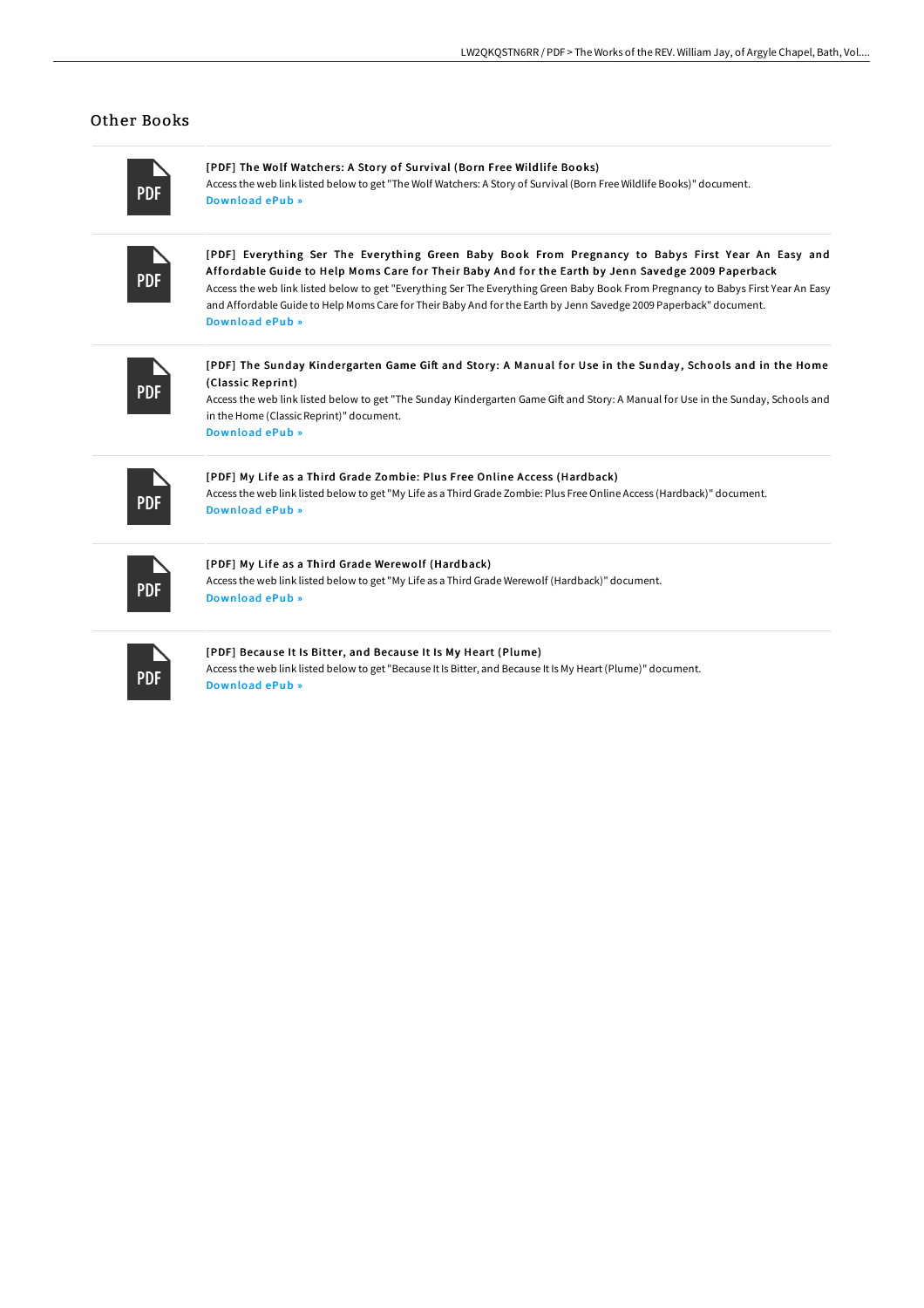## Other Books

**[PDF] The Wolf Watchers: A Story of Survival (Born Free Wildlife Books)**
Access the web link listed below to get "The Wolf Watchers: A Story of Survival (Born Free Wildlife Books)" document.
Download ePub »

**[PDF] Everything Ser The Everything Green Baby Book From Pregnancy to Babys First Year An Easy and Affordable Guide to Help Moms Care for Their Baby And for the Earth by Jenn Savedge 2009 Paperback**
Access the web link listed below to get "Everything Ser The Everything Green Baby Book From Pregnancy to Babys First Year An Easy and Affordable Guide to Help Moms Care for Their Baby And for the Earth by Jenn Savedge 2009 Paperback" document.
Download ePub »

**[PDF] The Sunday Kindergarten Game Gift and Story: A Manual for Use in the Sunday, Schools and in the Home (Classic Reprint)**
Access the web link listed below to get "The Sunday Kindergarten Game Gift and Story: A Manual for Use in the Sunday, Schools and in the Home (Classic Reprint)" document.
Download ePub »

**[PDF] My Life as a Third Grade Zombie: Plus Free Online Access (Hardback)**
Access the web link listed below to get "My Life as a Third Grade Zombie: Plus Free Online Access (Hardback)" document.
Download ePub »

**[PDF] My Life as a Third Grade Werewolf (Hardback)**
Access the web link listed below to get "My Life as a Third Grade Werewolf (Hardback)" document.
Download ePub »

**[PDF] Because It Is Bitter, and Because It Is My Heart (Plume)**
Access the web link listed below to get "Because It Is Bitter, and Because It Is My Heart (Plume)" document.
Download ePub »